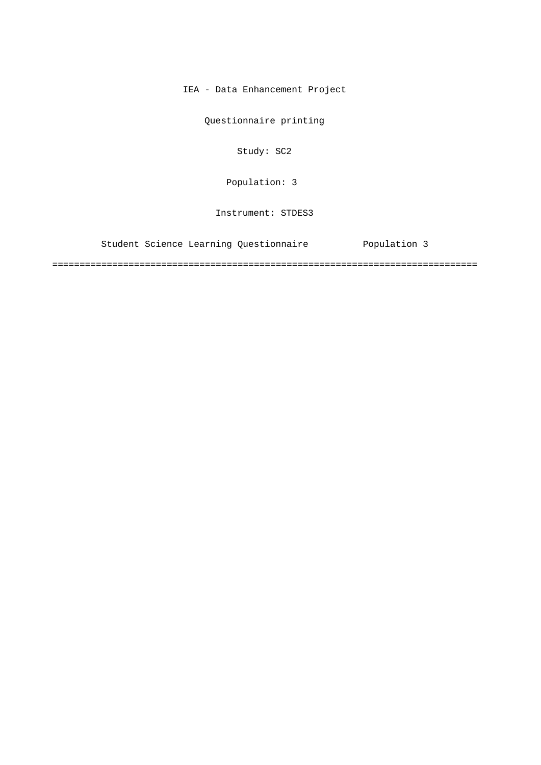IEA - Data Enhancement Project

Questionnaire printing

Study: SC2

Population: 3

Instrument: STDES3

Student Science Learning Questionnaire          Population 3

================================================================================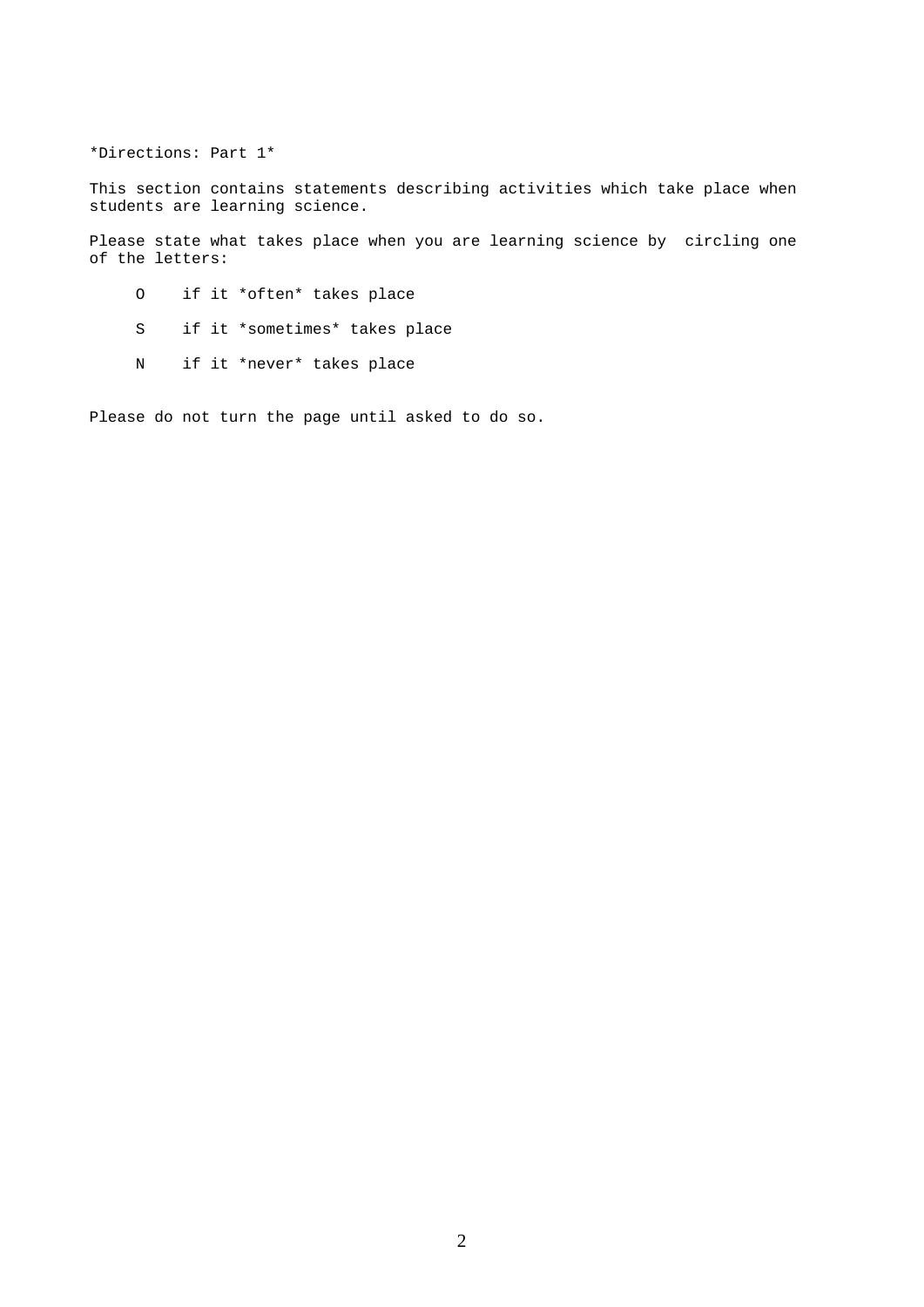*Directions: Part 1*

This section contains statements describing activities which take place when students are learning science.

Please state what takes place when you are learning science by circling one of the letters:

- O if it *often* takes place
- S if it *sometimes* takes place
- N if it *never* takes place

Please do not turn the page until asked to do so.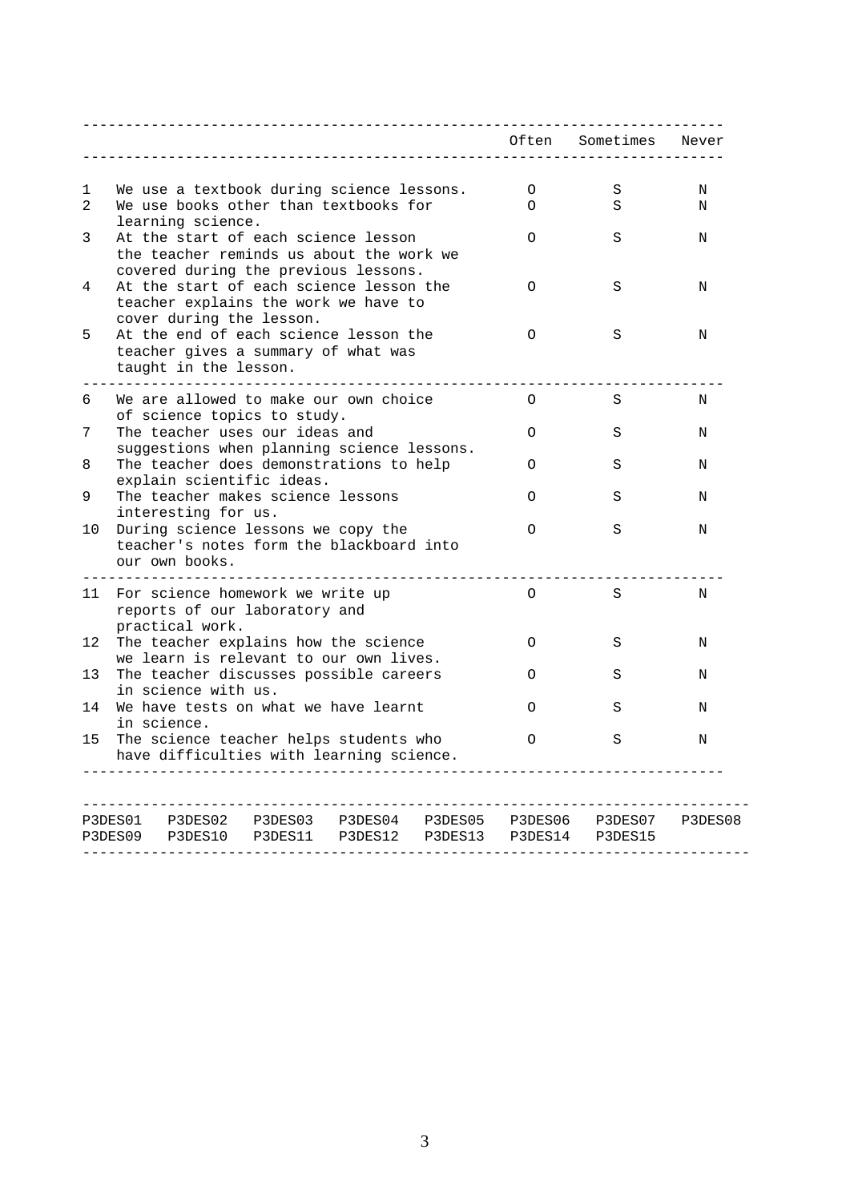| | | Often | Sometimes | Never |
|---|---|---|---|---|
| 1 | We use a textbook during science lessons. | O | S | N |
| 2 | We use books other than textbooks for learning science. | O | S | N |
| 3 | At the start of each science lesson the teacher reminds us about the work we covered during the previous lessons. | O | S | N |
| 4 | At the start of each science lesson the teacher explains the work we have to cover during the lesson. | O | S | N |
| 5 | At the end of each science lesson the teacher gives a summary of what was taught in the lesson. | O | S | N |
| 6 | We are allowed to make our own choice of science topics to study. | O | S | N |
| 7 | The teacher uses our ideas and suggestions when planning science lessons. | O | S | N |
| 8 | The teacher does demonstrations to help explain scientific ideas. | O | S | N |
| 9 | The teacher makes science lessons interesting for us. | O | S | N |
| 10 | During science lessons we copy the teacher's notes form the blackboard into our own books. | O | S | N |
| 11 | For science homework we write up reports of our laboratory and practical work. | O | S | N |
| 12 | The teacher explains how the science we learn is relevant to our own lives. | O | S | N |
| 13 | The teacher discusses possible careers in science with us. | O | S | N |
| 14 | We have tests on what we have learnt in science. | O | S | N |
| 15 | The science teacher helps students who have difficulties with learning science. | O | S | N |

```
P3DES01  P3DES02  P3DES03  P3DES04  P3DES05  P3DES06  P3DES07  P3DES08
P3DES09  P3DES10  P3DES11  P3DES12  P3DES13  P3DES14  P3DES15
```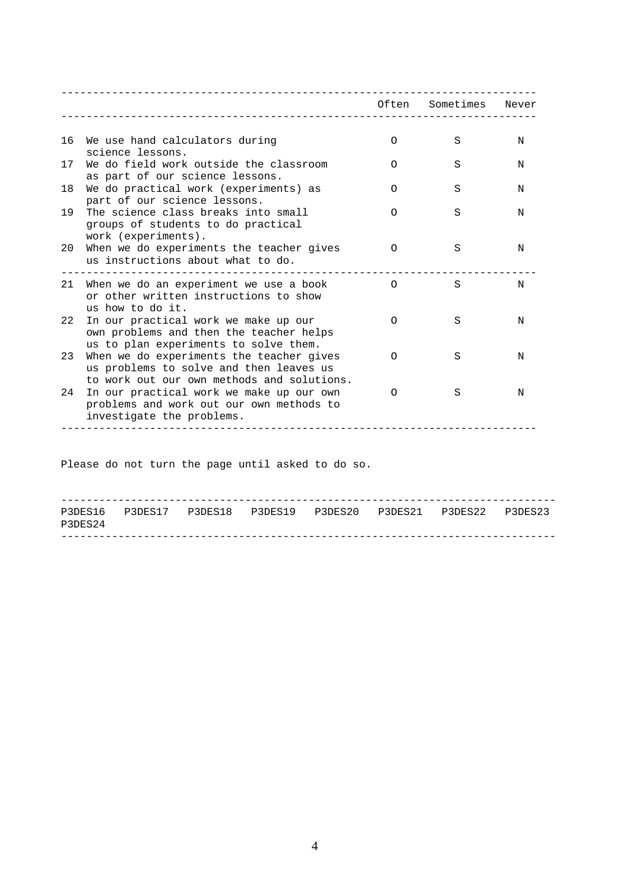| | | Often | Sometimes | Never |
|---|---|---|---|---|
| 16 | We use hand calculators during science lessons. | O | S | N |
| 17 | We do field work outside the classroom as part of our science lessons. | O | S | N |
| 18 | We do practical work (experiments) as part of our science lessons. | O | S | N |
| 19 | The science class breaks into small groups of students to do practical work (experiments). | O | S | N |
| 20 | When we do experiments the teacher gives us instructions about what to do. | O | S | N |
| 21 | When we do an experiment we use a book or other written instructions to show us how to do it. | O | S | N |
| 22 | In our practical work we make up our own problems and then the teacher helps us to plan experiments to solve them. | O | S | N |
| 23 | When we do experiments the teacher gives us problems to solve and then leaves us to work out our own methods and solutions. | O | S | N |
| 24 | In our practical work we make up our own problems and work out our own methods to investigate the problems. | O | S | N |

Please do not turn the page until asked to do so.

---

P3DES16 P3DES17 P3DES18 P3DES19 P3DES20 P3DES21 P3DES22 P3DES23 P3DES24

---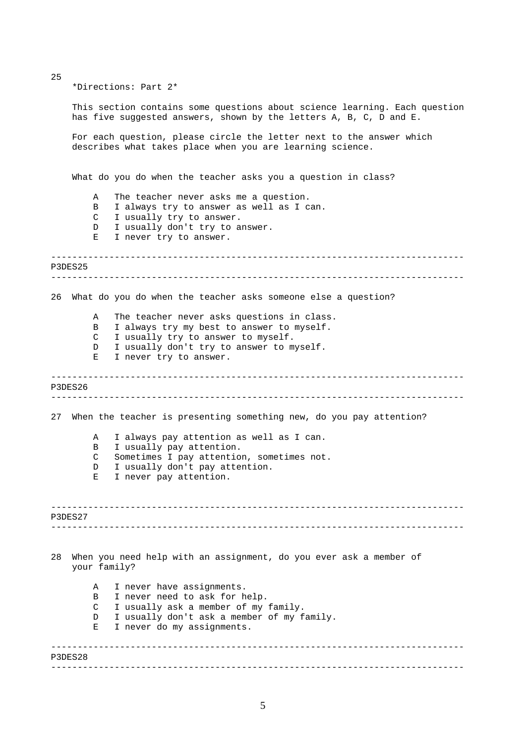25

*Directions: Part 2*

This section contains some questions about science learning. Each question has five suggested answers, shown by the letters A, B, C, D and E.

For each question, please circle the letter next to the answer which describes what takes place when you are learning science.

What do you do when the teacher asks you a question in class?

- A The teacher never asks me a question.
- B I always try to answer as well as I can.
- C I usually try to answer.
- D I usually don't try to answer.
- E I never try to answer.

---

P3DES25

---

26 What do you do when the teacher asks someone else a question?

- A The teacher never asks questions in class.
- B I always try my best to answer to myself.
- C I usually try to answer to myself.
- D I usually don't try to answer to myself.
- E I never try to answer.

---

P3DES26

---

27 When the teacher is presenting something new, do you pay attention?

- A I always pay attention as well as I can.
- B I usually pay attention.
- C Sometimes I pay attention, sometimes not.
- D I usually don't pay attention.
- E I never pay attention.

---

P3DES27

---

28 When you need help with an assignment, do you ever ask a member of your family?

- A I never have assignments.
- B I never need to ask for help.
- C I usually ask a member of my family.
- D I usually don't ask a member of my family.
- E I never do my assignments.

---

P3DES28

---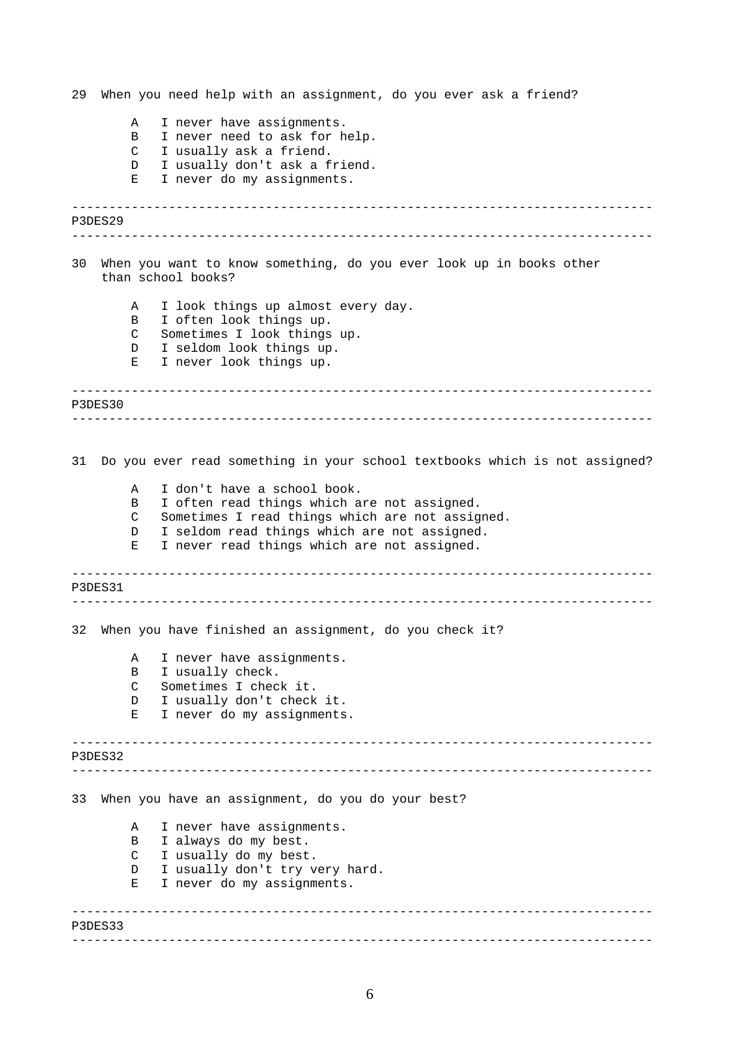29 When you need help with an assignment, do you ever ask a friend?

- A I never have assignments.
- B I never need to ask for help.
- C I usually ask a friend.
- D I usually don't ask a friend.
- E I never do my assignments.

---

P3DES29

---

30 When you want to know something, do you ever look up in books other than school books?

- A I look things up almost every day.
- B I often look things up.
- C Sometimes I look things up.
- D I seldom look things up.
- E I never look things up.

---

P3DES30

---

31 Do you ever read something in your school textbooks which is not assigned?

- A I don't have a school book.
- B I often read things which are not assigned.
- C Sometimes I read things which are not assigned.
- D I seldom read things which are not assigned.
- E I never read things which are not assigned.

---

P3DES31

---

32 When you have finished an assignment, do you check it?

- A I never have assignments.
- B I usually check.
- C Sometimes I check it.
- D I usually don't check it.
- E I never do my assignments.

---

P3DES32

---

33 When you have an assignment, do you do your best?

- A I never have assignments.
- B I always do my best.
- C I usually do my best.
- D I usually don't try very hard.
- E I never do my assignments.

---

P3DES33

---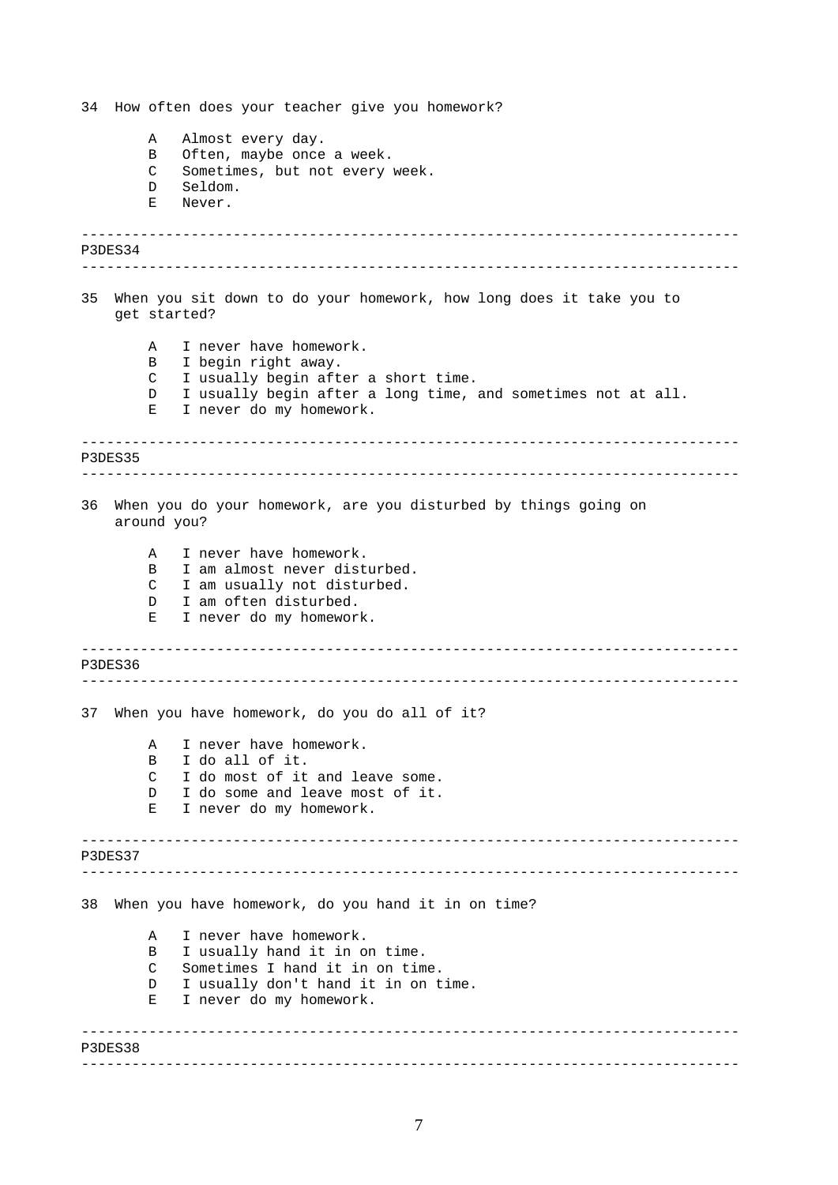34 How often does your teacher give you homework?

- A Almost every day.
- B Often, maybe once a week.
- C Sometimes, but not every week.
- D Seldom.
- E Never.

---

P3DES34

---

35 When you sit down to do your homework, how long does it take you to get started?

- A I never have homework.
- B I begin right away.
- C I usually begin after a short time.
- D I usually begin after a long time, and sometimes not at all.
- E I never do my homework.

---

P3DES35

---

36 When you do your homework, are you disturbed by things going on around you?

- A I never have homework.
- B I am almost never disturbed.
- C I am usually not disturbed.
- D I am often disturbed.
- E I never do my homework.

---

P3DES36

---

37 When you have homework, do you do all of it?

- A I never have homework.
- B I do all of it.
- C I do most of it and leave some.
- D I do some and leave most of it.
- E I never do my homework.

---

P3DES37

---

38 When you have homework, do you hand it in on time?

- A I never have homework.
- B I usually hand it in on time.
- C Sometimes I hand it in on time.
- D I usually don't hand it in on time.
- E I never do my homework.

---

P3DES38

---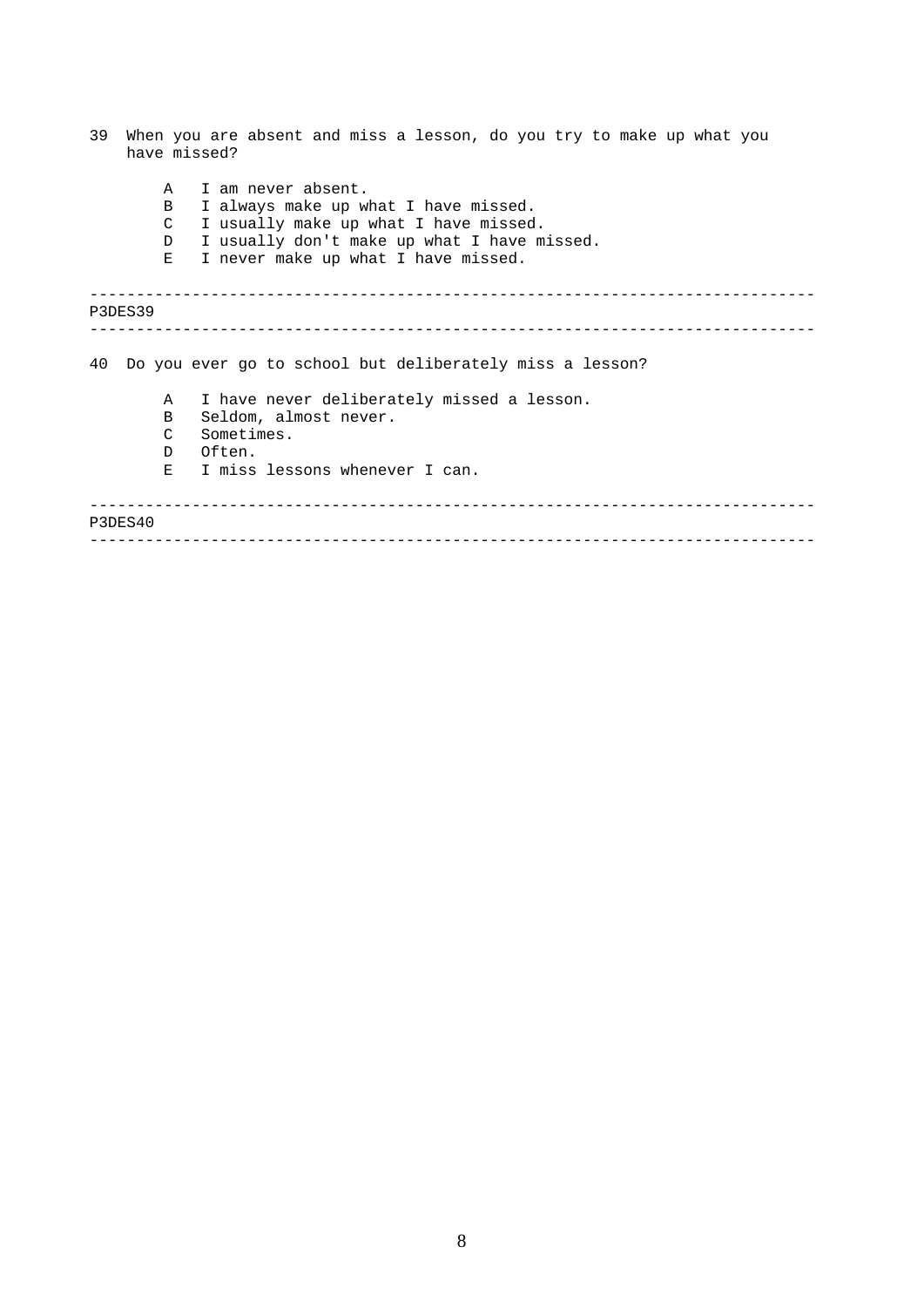39 When you are absent and miss a lesson, do you try to make up what you have missed?

- A I am never absent.
- B I always make up what I have missed.
- C I usually make up what I have missed.
- D I usually don't make up what I have missed.
- E I never make up what I have missed.

---

P3DES39

---

40 Do you ever go to school but deliberately miss a lesson?

- A I have never deliberately missed a lesson.
- B Seldom, almost never.
- C Sometimes.
- D Often.
- E I miss lessons whenever I can.

---

P3DES40

---